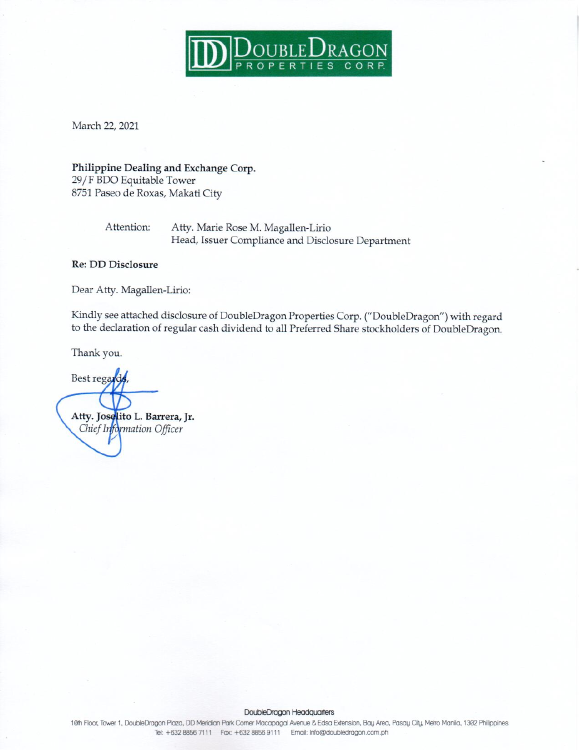**DoubleDragon PROPERTIES CORP.**

March 22, 2021

**Philippine Dealing and Exchange Corp.**
29/F BDO Equitable Tower
8751 Paseo de Roxas, Makati City

Attention: Atty. Marie Rose M. Magallen-Lirio
Head, Issuer Compliance and Disclosure Department

**Re: DD Disclosure**

Dear Atty. Magallen-Lirio:

Kindly see attached disclosure of DoubleDragon Properties Corp. ("DoubleDragon") with regard to the declaration of regular cash dividend to all Preferred Share stockholders of DoubleDragon.

Thank you.

Best regards,

**Atty. Joselito L. Barrera, Jr.**
*Chief Information Officer*

DoubleDragon Headquarters
10th Floor, Tower 1, DoubleDragon Plaza, DD Meridian Park Corner Macapagal Avenue & Edsa Extension, Bay Area, Pasay City, Metro Manila, 1302 Philippines
Tel: +632 8856 7111 Fax: +632 8856 9111 Email: info@doubledragon.com.ph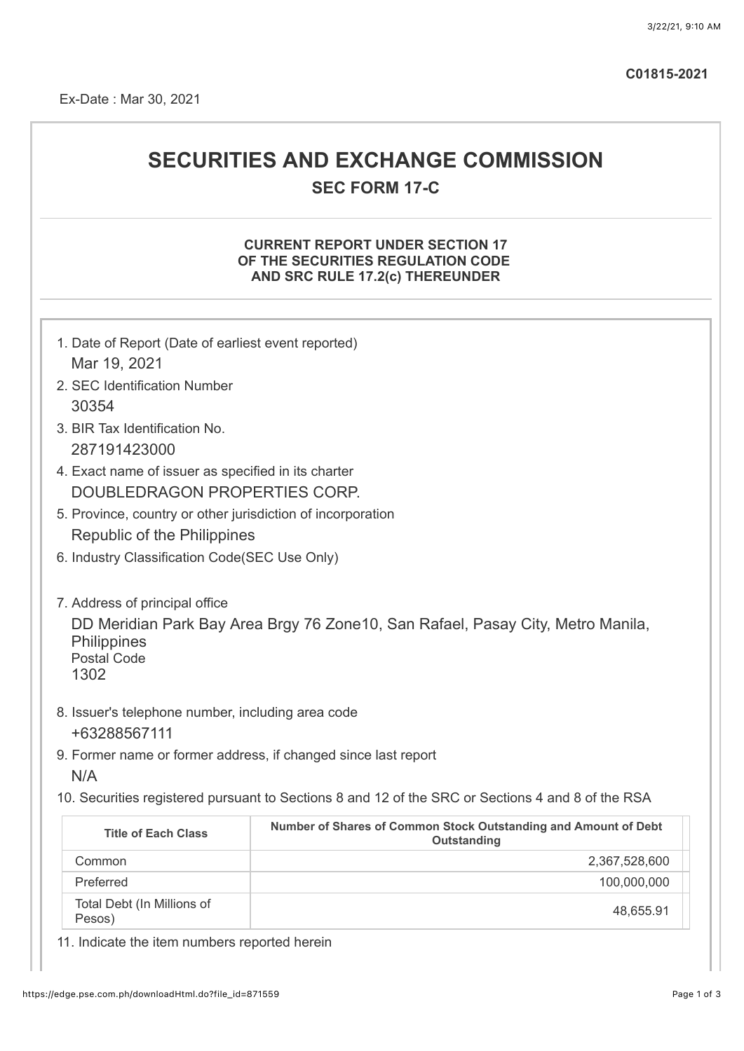C01815-2021

Ex-Date : Mar 30, 2021

# SECURITIES AND EXCHANGE COMMISSION

## SEC FORM 17-C

### CURRENT REPORT UNDER SECTION 17 OF THE SECURITIES REGULATION CODE AND SRC RULE 17.2(c) THEREUNDER

1. Date of Report (Date of earliest event reported)
   Mar 19, 2021
2. SEC Identification Number
   30354
3. BIR Tax Identification No.
   287191423000
4. Exact name of issuer as specified in its charter
   DOUBLEDRAGON PROPERTIES CORP.
5. Province, country or other jurisdiction of incorporation
   Republic of the Philippines
6. Industry Classification Code(SEC Use Only)

7. Address of principal office
   DD Meridian Park Bay Area Brgy 76 Zone10, San Rafael, Pasay City, Metro Manila, Philippines
   Postal Code
   1302
8. Issuer's telephone number, including area code
   +63288567111
9. Former name or former address, if changed since last report
   N/A
10. Securities registered pursuant to Sections 8 and 12 of the SRC or Sections 4 and 8 of the RSA

| Title of Each Class | Number of Shares of Common Stock Outstanding and Amount of Debt Outstanding |
|---|---|
| Common | 2,367,528,600 |
| Preferred | 100,000,000 |
| Total Debt (In Millions of Pesos) | 48,655.91 |

11. Indicate the item numbers reported herein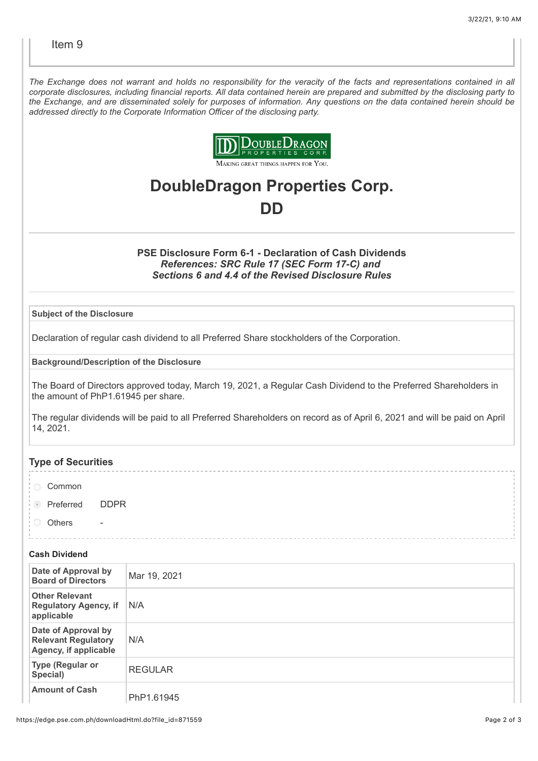Item 9

*The Exchange does not warrant and holds no responsibility for the veracity of the facts and representations contained in all corporate disclosures, including financial reports. All data contained herein are prepared and submitted by the disclosing party to the Exchange, and are disseminated solely for purposes of information. Any questions on the data contained herein should be addressed directly to the Corporate Information Officer of the disclosing party.*

DoubleDragon Properties Corp.
Making great things happen for You.

# DoubleDragon Properties Corp.

# DD

### PSE Disclosure Form 6-1 - Declaration of Cash Dividends

***References: SRC Rule 17 (SEC Form 17-C) and Sections 6 and 4.4 of the Revised Disclosure Rules***

**Subject of the Disclosure**

Declaration of regular cash dividend to all Preferred Share stockholders of the Corporation.

**Background/Description of the Disclosure**

The Board of Directors approved today, March 19, 2021, a Regular Cash Dividend to the Preferred Shareholders in the amount of PhP1.61945 per share.

The regular dividends will be paid to all Preferred Shareholders on record as of April 6, 2021 and will be paid on April 14, 2021.

## Type of Securities

- ○ Common
- ◉ Preferred DDPR
- ○ Others -

**Cash Dividend**

| | |
|---|---|
| **Date of Approval by Board of Directors** | Mar 19, 2021 |
| **Other Relevant Regulatory Agency, if applicable** | N/A |
| **Date of Approval by Relevant Regulatory Agency, if applicable** | N/A |
| **Type (Regular or Special)** | REGULAR |
| **Amount of Cash** | PhP1.61945 |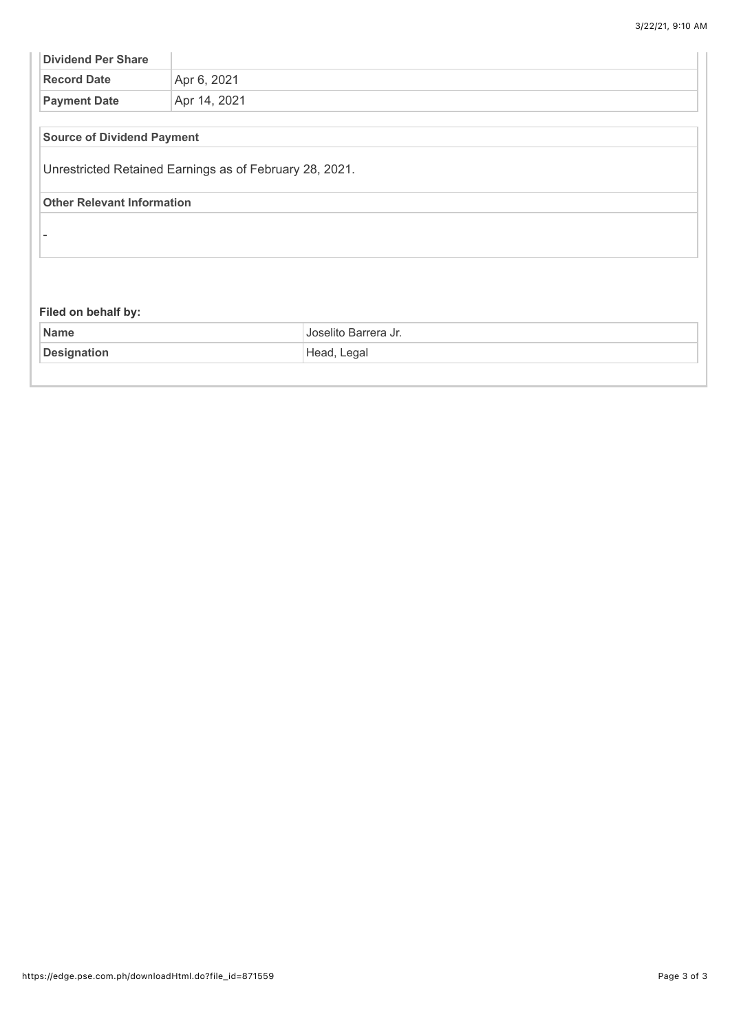| | |
|---|---|
| **Dividend Per Share** | |
| **Record Date** | Apr 6, 2021 |
| **Payment Date** | Apr 14, 2021 |

**Source of Dividend Payment**

Unrestricted Retained Earnings as of February 28, 2021.

**Other Relevant Information**

-

**Filed on behalf by:**

| | |
|---|---|
| **Name** | Joselito Barrera Jr. |
| **Designation** | Head, Legal |